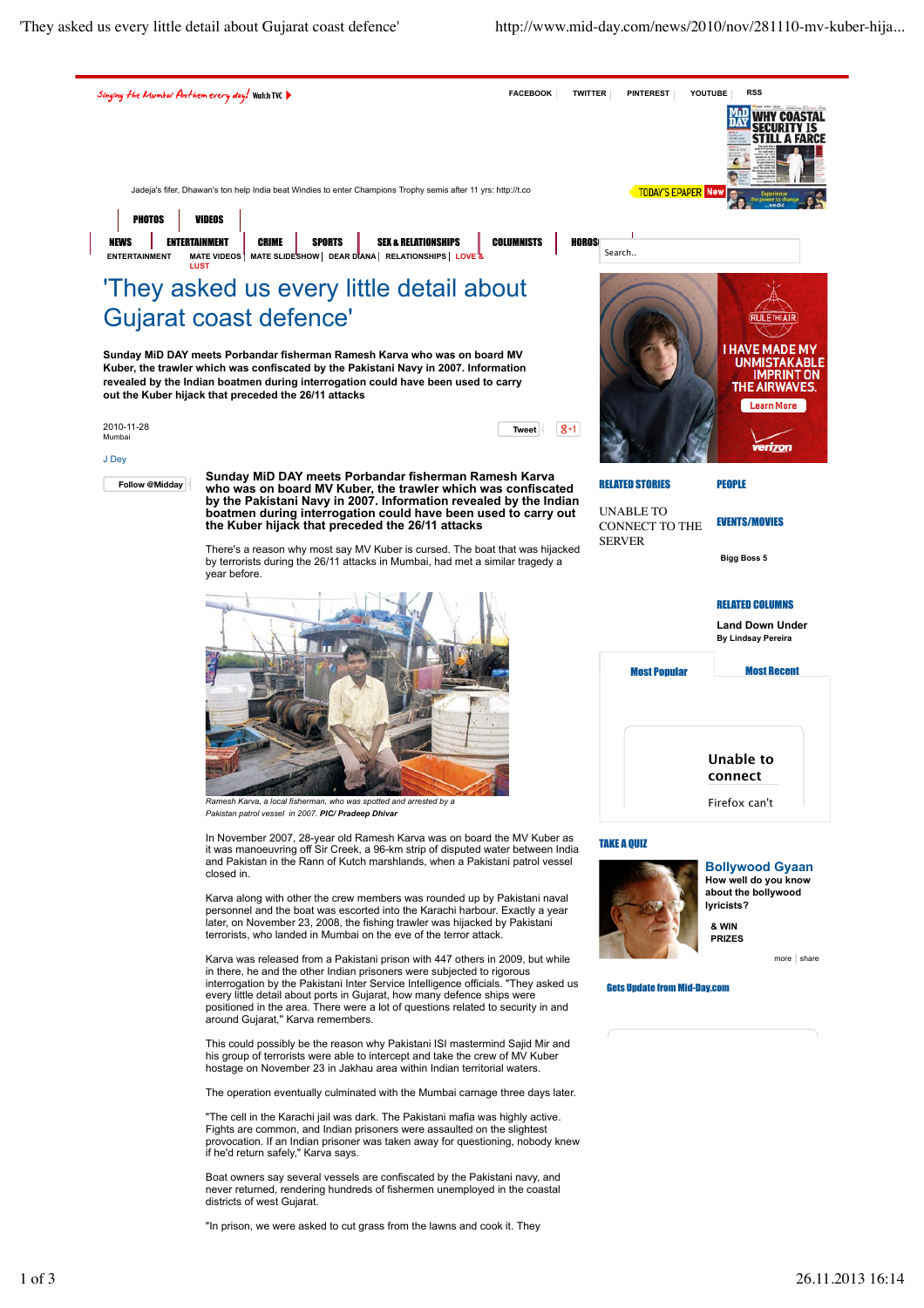# 'They asked us every little detail about Gujarat coast defence'

**Sunday MiD DAY meets Porbandar fisherman Ramesh Karva who was on board MV Kuber, the trawler which was confiscated by the Pakistani Navy in 2007. Information revealed by the Indian boatmen during interrogation could have been used to carry out the Kuber hijack that preceded the 26/11 attacks**

2010-11-28
Mumbai

J Dey

**Sunday MiD DAY meets Porbandar fisherman Ramesh Karva who was on board MV Kuber, the trawler which was confiscated by the Pakistani Navy in 2007. Information revealed by the Indian boatmen during interrogation could have been used to carry out the Kuber hijack that preceded the 26/11 attacks**

There's a reason why most say MV Kuber is cursed. The boat that was hijacked by terrorists during the 26/11 attacks in Mumbai, had met a similar tragedy a year before.

*Ramesh Karva, a local fisherman, who was spotted and arrested by a Pakistan patrol vessel in 2007.* ***PIC/ Pradeep Dhivar***

In November 2007, 28-year old Ramesh Karva was on board the MV Kuber as it was manoeuvring off Sir Creek, a 96-km strip of disputed water between India and Pakistan in the Rann of Kutch marshlands, when a Pakistani patrol vessel closed in.

Karva along with other the crew members was rounded up by Pakistani naval personnel and the boat was escorted into the Karachi harbour. Exactly a year later, on November 23, 2008, the fishing trawler was hijacked by Pakistani terrorists, who landed in Mumbai on the eve of the terror attack.

Karva was released from a Pakistani prison with 447 others in 2009, but while in there, he and the other Indian prisoners were subjected to rigorous interrogation by the Pakistani Inter Service Intelligence officials. "They asked us every little detail about ports in Gujarat, how many defence ships were positioned in the area. There were a lot of questions related to security in and around Gujarat," Karva remembers.

This could possibly be the reason why Pakistani ISI mastermind Sajid Mir and his group of terrorists were able to intercept and take the crew of MV Kuber hostage on November 23 in Jakhau area within Indian territorial waters.

The operation eventually culminated with the Mumbai carnage three days later.

"The cell in the Karachi jail was dark. The Pakistani mafia was highly active. Fights are common, and Indian prisoners were assaulted on the slightest provocation. If an Indian prisoner was taken away for questioning, nobody knew if he'd return safely," Karva says.

Boat owners say several vessels are confiscated by the Pakistani navy, and never returned, rendering hundreds of fishermen unemployed in the coastal districts of west Gujarat.

"In prison, we were asked to cut grass from the lawns and cook it. They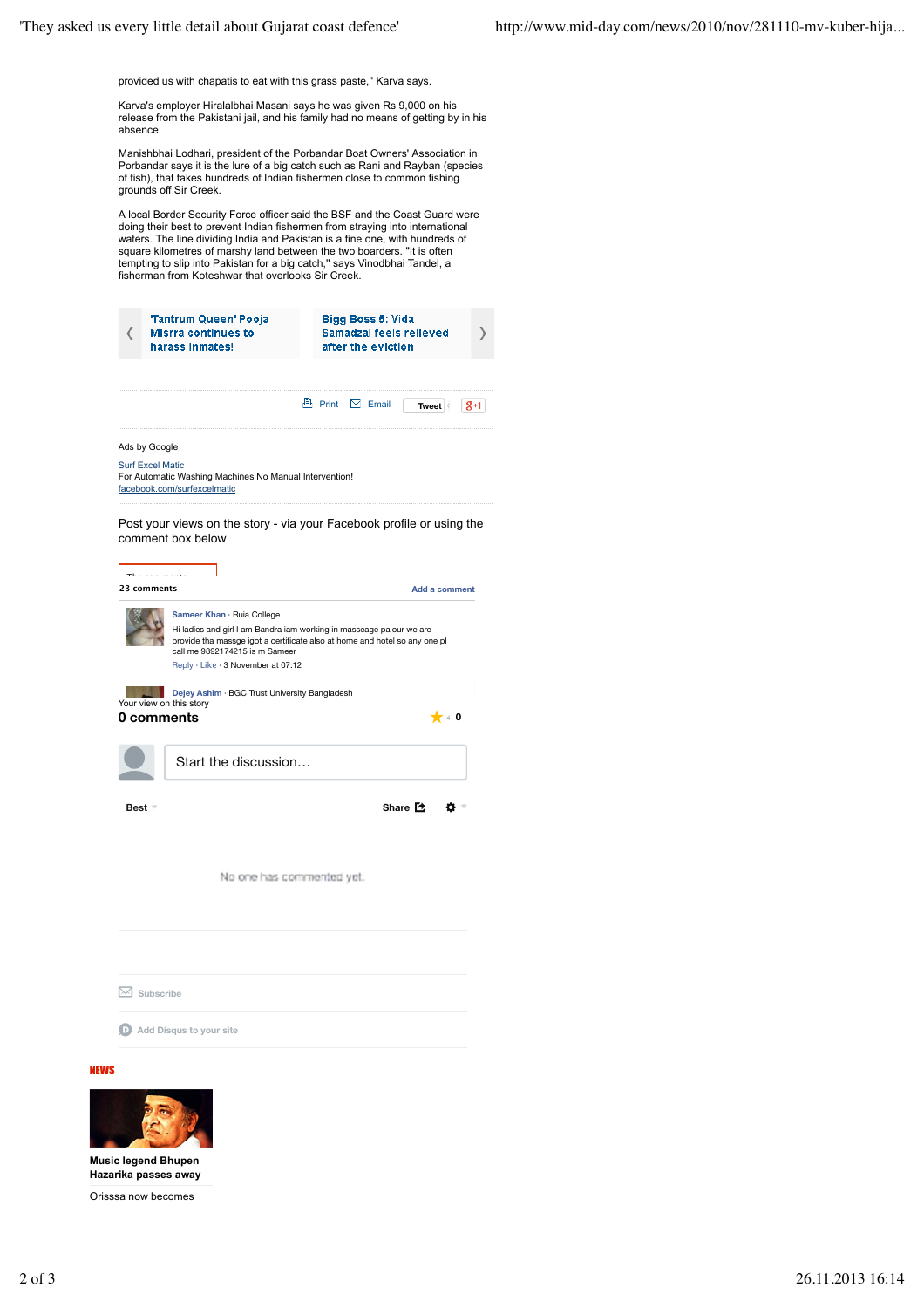provided us with chapatis to eat with this grass paste," Karva says.

Karva's employer Hiralalbhai Masani says he was given Rs 9,000 on his release from the Pakistani jail, and his family had no means of getting by in his absence.

Manishbhai Lodhari, president of the Porbandar Boat Owners' Association in Porbandar says it is the lure of a big catch such as Rani and Rayban (species of fish), that takes hundreds of Indian fishermen close to common fishing grounds off Sir Creek.

A local Border Security Force officer said the BSF and the Coast Guard were doing their best to prevent Indian fishermen from straying into international waters. The line dividing India and Pakistan is a fine one, with hundreds of square kilometres of marshy land between the two boarders. "It is often tempting to slip into Pakistan for a big catch," says Vinodbhai Tandel, a fisherman from Koteshwar that overlooks Sir Creek.

‹ 'Tantrum Queen' Pooja Misrra continues to harass inmates!

Bigg Boss 5: Vida Samadzai feels relieved after the eviction ›

Print Email Tweet +1

Ads by Google

Surf Excel Matic
For Automatic Washing Machines No Manual Intervention!
facebook.com/surfexcelmatic

Post your views on the story - via your Facebook profile or using the comment box below

23 comments Add a comment

**Sameer Khan** · Ruia College
Hi ladies and girl I am Bandra iam working in masseage palour we are provide tha massge igot a certificate also at home and hotel so any one pl call me 9892174215 is m Sameer
Reply · Like · 3 November at 07:12

**Dejey Ashim** · BGC Trust University Bangladesh

Your view on this story

**0 comments** 0

Start the discussion…

Best Share

No one has commented yet.

Subscribe

Add Disqus to your site

**NEWS**

**Music legend Bhupen Hazarika passes away**

Orisssa now becomes